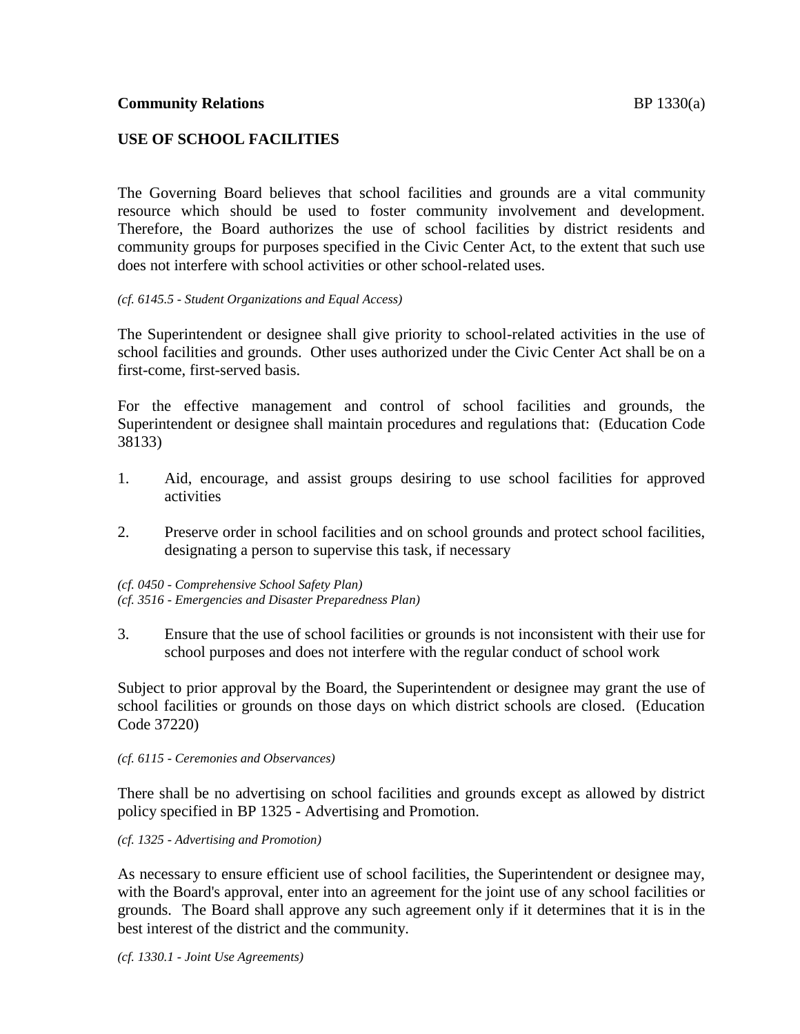**Community Relations** BP 1330(a)

# USE OF SCHOOL FACILITIES

The Governing Board believes that school facilities and grounds are a vital community resource which should be used to foster community involvement and development. Therefore, the Board authorizes the use of school facilities by district residents and community groups for purposes specified in the Civic Center Act, to the extent that such use does not interfere with school activities or other school-related uses.

*(cf. 6145.5 - Student Organizations and Equal Access)*

The Superintendent or designee shall give priority to school-related activities in the use of school facilities and grounds. Other uses authorized under the Civic Center Act shall be on a first-come, first-served basis.

For the effective management and control of school facilities and grounds, the Superintendent or designee shall maintain procedures and regulations that: (Education Code 38133)

1. Aid, encourage, and assist groups desiring to use school facilities for approved activities

2. Preserve order in school facilities and on school grounds and protect school facilities, designating a person to supervise this task, if necessary

*(cf. 0450 - Comprehensive School Safety Plan)*
*(cf. 3516 - Emergencies and Disaster Preparedness Plan)*

3. Ensure that the use of school facilities or grounds is not inconsistent with their use for school purposes and does not interfere with the regular conduct of school work

Subject to prior approval by the Board, the Superintendent or designee may grant the use of school facilities or grounds on those days on which district schools are closed. (Education Code 37220)

*(cf. 6115 - Ceremonies and Observances)*

There shall be no advertising on school facilities and grounds except as allowed by district policy specified in BP 1325 - Advertising and Promotion.

*(cf. 1325 - Advertising and Promotion)*

As necessary to ensure efficient use of school facilities, the Superintendent or designee may, with the Board's approval, enter into an agreement for the joint use of any school facilities or grounds. The Board shall approve any such agreement only if it determines that it is in the best interest of the district and the community.

*(cf. 1330.1 - Joint Use Agreements)*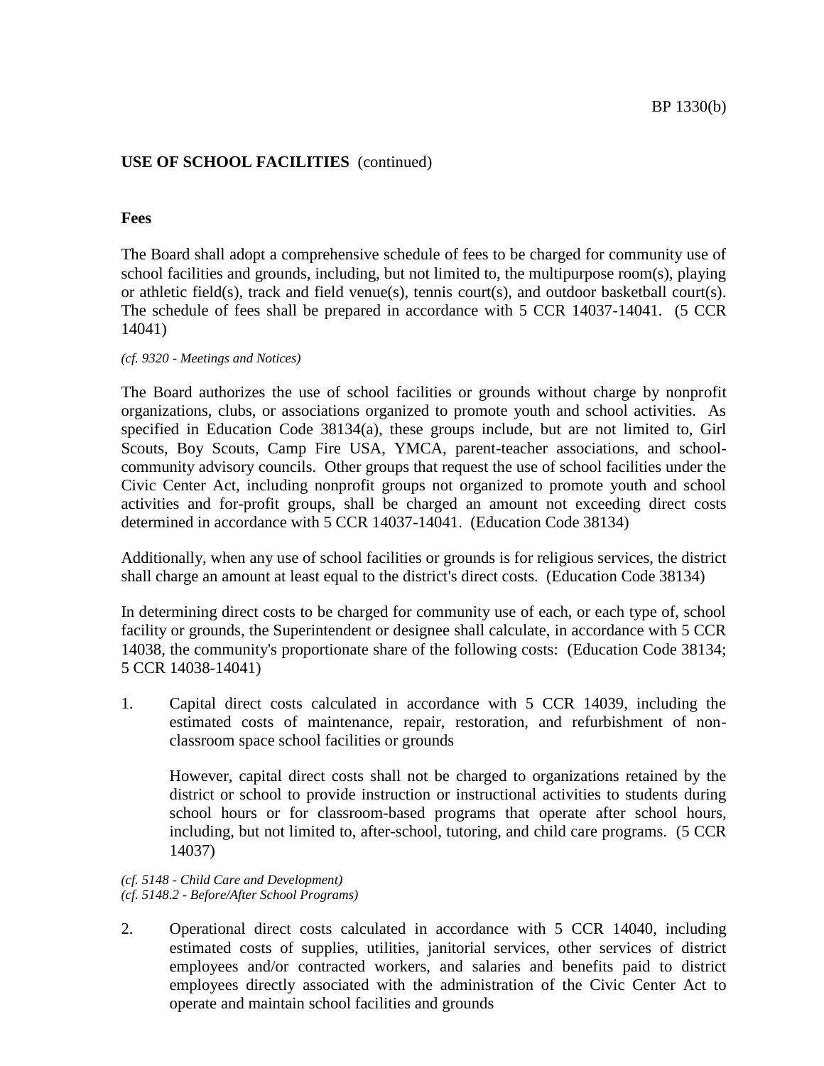**USE OF SCHOOL FACILITIES** (continued)

**Fees**

The Board shall adopt a comprehensive schedule of fees to be charged for community use of school facilities and grounds, including, but not limited to, the multipurpose room(s), playing or athletic field(s), track and field venue(s), tennis court(s), and outdoor basketball court(s). The schedule of fees shall be prepared in accordance with 5 CCR 14037-14041. (5 CCR 14041)

*(cf. 9320 - Meetings and Notices)*

The Board authorizes the use of school facilities or grounds without charge by nonprofit organizations, clubs, or associations organized to promote youth and school activities. As specified in Education Code 38134(a), these groups include, but are not limited to, Girl Scouts, Boy Scouts, Camp Fire USA, YMCA, parent-teacher associations, and school-community advisory councils. Other groups that request the use of school facilities under the Civic Center Act, including nonprofit groups not organized to promote youth and school activities and for-profit groups, shall be charged an amount not exceeding direct costs determined in accordance with 5 CCR 14037-14041. (Education Code 38134)

Additionally, when any use of school facilities or grounds is for religious services, the district shall charge an amount at least equal to the district's direct costs. (Education Code 38134)

In determining direct costs to be charged for community use of each, or each type of, school facility or grounds, the Superintendent or designee shall calculate, in accordance with 5 CCR 14038, the community's proportionate share of the following costs: (Education Code 38134; 5 CCR 14038-14041)

1. Capital direct costs calculated in accordance with 5 CCR 14039, including the estimated costs of maintenance, repair, restoration, and refurbishment of non-classroom space school facilities or grounds

   However, capital direct costs shall not be charged to organizations retained by the district or school to provide instruction or instructional activities to students during school hours or for classroom-based programs that operate after school hours, including, but not limited to, after-school, tutoring, and child care programs. (5 CCR 14037)

*(cf. 5148 - Child Care and Development)*
*(cf. 5148.2 - Before/After School Programs)*

2. Operational direct costs calculated in accordance with 5 CCR 14040, including estimated costs of supplies, utilities, janitorial services, other services of district employees and/or contracted workers, and salaries and benefits paid to district employees directly associated with the administration of the Civic Center Act to operate and maintain school facilities and grounds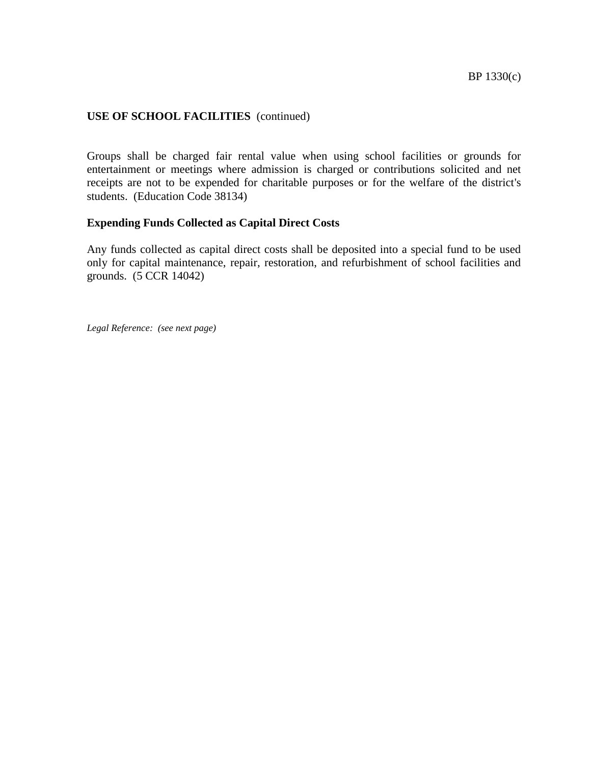**USE OF SCHOOL FACILITIES** (continued)

Groups shall be charged fair rental value when using school facilities or grounds for entertainment or meetings where admission is charged or contributions solicited and net receipts are not to be expended for charitable purposes or for the welfare of the district's students. (Education Code 38134)

**Expending Funds Collected as Capital Direct Costs**

Any funds collected as capital direct costs shall be deposited into a special fund to be used only for capital maintenance, repair, restoration, and refurbishment of school facilities and grounds. (5 CCR 14042)

*Legal Reference: (see next page)*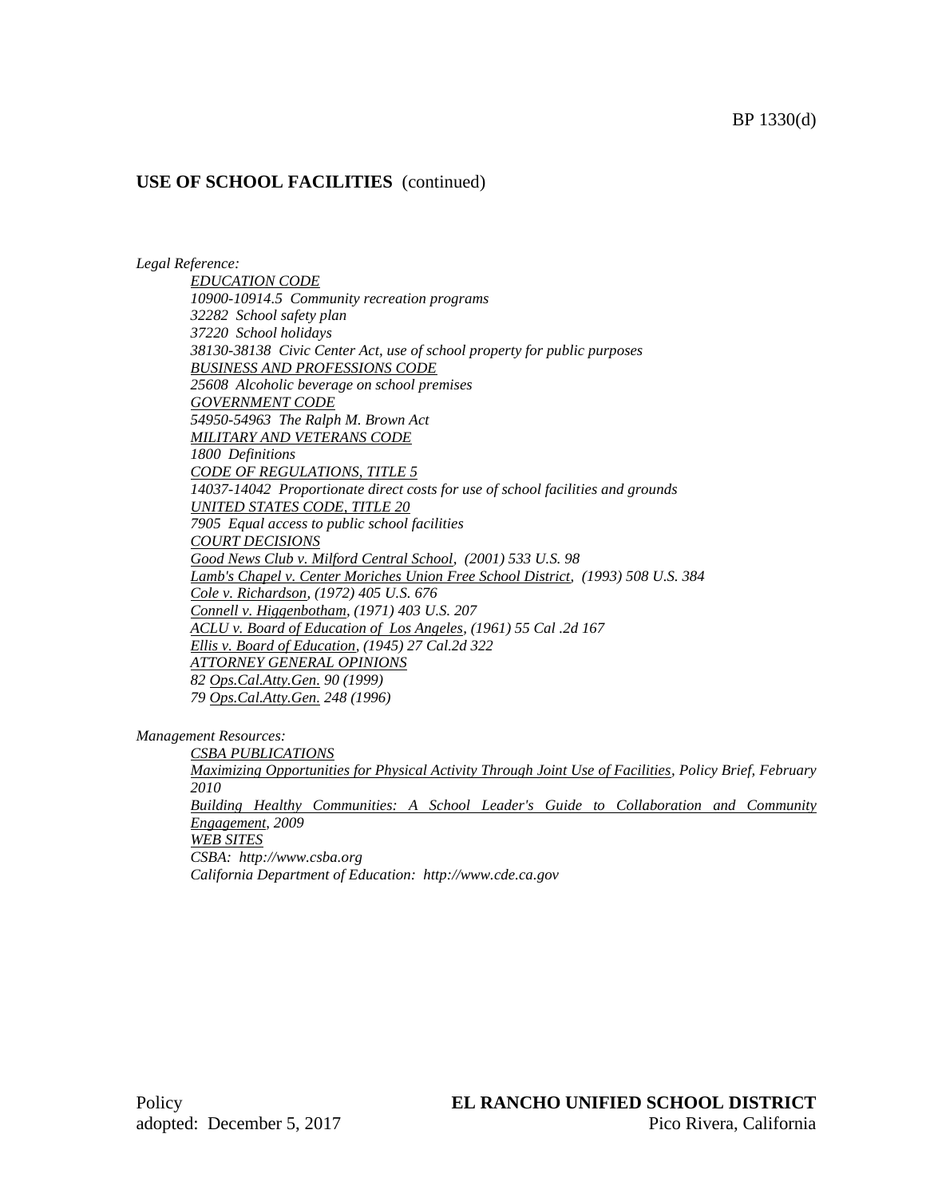## USE OF SCHOOL FACILITIES (continued)

*Legal Reference:*

*EDUCATION CODE*
*10900-10914.5 Community recreation programs*
*32282 School safety plan*
*37220 School holidays*
*38130-38138 Civic Center Act, use of school property for public purposes*
*BUSINESS AND PROFESSIONS CODE*
*25608 Alcoholic beverage on school premises*
*GOVERNMENT CODE*
*54950-54963 The Ralph M. Brown Act*
*MILITARY AND VETERANS CODE*
*1800 Definitions*
*CODE OF REGULATIONS, TITLE 5*
*14037-14042 Proportionate direct costs for use of school facilities and grounds*
*UNITED STATES CODE, TITLE 20*
*7905 Equal access to public school facilities*
*COURT DECISIONS*
*Good News Club v. Milford Central School, (2001) 533 U.S. 98*
*Lamb's Chapel v. Center Moriches Union Free School District, (1993) 508 U.S. 384*
*Cole v. Richardson, (1972) 405 U.S. 676*
*Connell v. Higgenbotham, (1971) 403 U.S. 207*
*ACLU v. Board of Education of Los Angeles, (1961) 55 Cal .2d 167*
*Ellis v. Board of Education, (1945) 27 Cal.2d 322*
*ATTORNEY GENERAL OPINIONS*
*82 Ops.Cal.Atty.Gen. 90 (1999)*
*79 Ops.Cal.Atty.Gen. 248 (1996)*

*Management Resources:*

*CSBA PUBLICATIONS*
*Maximizing Opportunities for Physical Activity Through Joint Use of Facilities, Policy Brief, February 2010*
*Building Healthy Communities: A School Leader's Guide to Collaboration and Community Engagement, 2009*
*WEB SITES*
*CSBA: http://www.csba.org*
*California Department of Education: http://www.cde.ca.gov*

Policy
adopted: December 5, 2017

**EL RANCHO UNIFIED SCHOOL DISTRICT**
Pico Rivera, California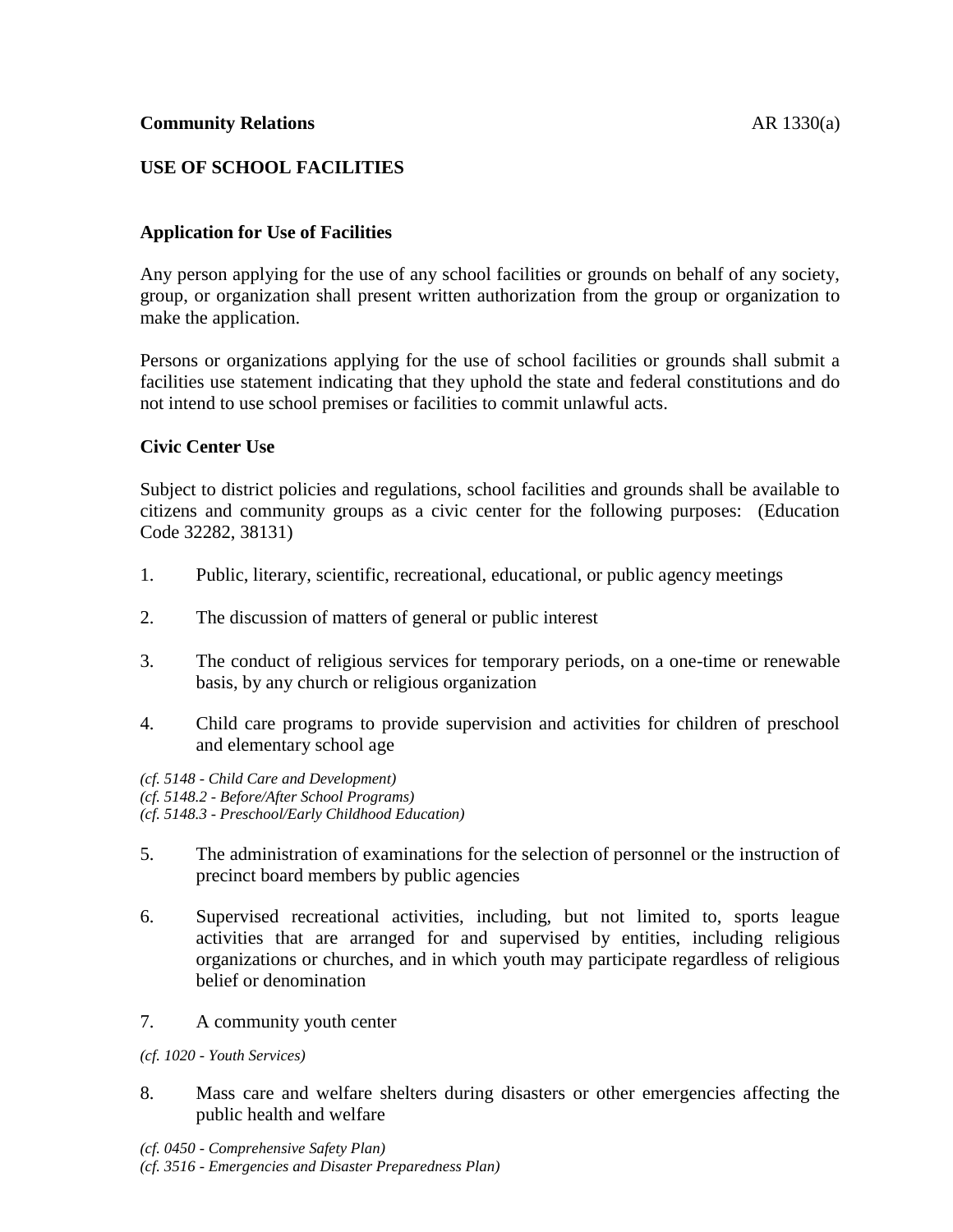**Community Relations** AR 1330(a)

## USE OF SCHOOL FACILITIES

### Application for Use of Facilities

Any person applying for the use of any school facilities or grounds on behalf of any society, group, or organization shall present written authorization from the group or organization to make the application.

Persons or organizations applying for the use of school facilities or grounds shall submit a facilities use statement indicating that they uphold the state and federal constitutions and do not intend to use school premises or facilities to commit unlawful acts.

### Civic Center Use

Subject to district policies and regulations, school facilities and grounds shall be available to citizens and community groups as a civic center for the following purposes: (Education Code 32282, 38131)

1. Public, literary, scientific, recreational, educational, or public agency meetings

2. The discussion of matters of general or public interest

3. The conduct of religious services for temporary periods, on a one-time or renewable basis, by any church or religious organization

4. Child care programs to provide supervision and activities for children of preschool and elementary school age

*(cf. 5148 - Child Care and Development)*
*(cf. 5148.2 - Before/After School Programs)*
*(cf. 5148.3 - Preschool/Early Childhood Education)*

5. The administration of examinations for the selection of personnel or the instruction of precinct board members by public agencies

6. Supervised recreational activities, including, but not limited to, sports league activities that are arranged for and supervised by entities, including religious organizations or churches, and in which youth may participate regardless of religious belief or denomination

7. A community youth center

*(cf. 1020 - Youth Services)*

8. Mass care and welfare shelters during disasters or other emergencies affecting the public health and welfare

*(cf. 0450 - Comprehensive Safety Plan)*
*(cf. 3516 - Emergencies and Disaster Preparedness Plan)*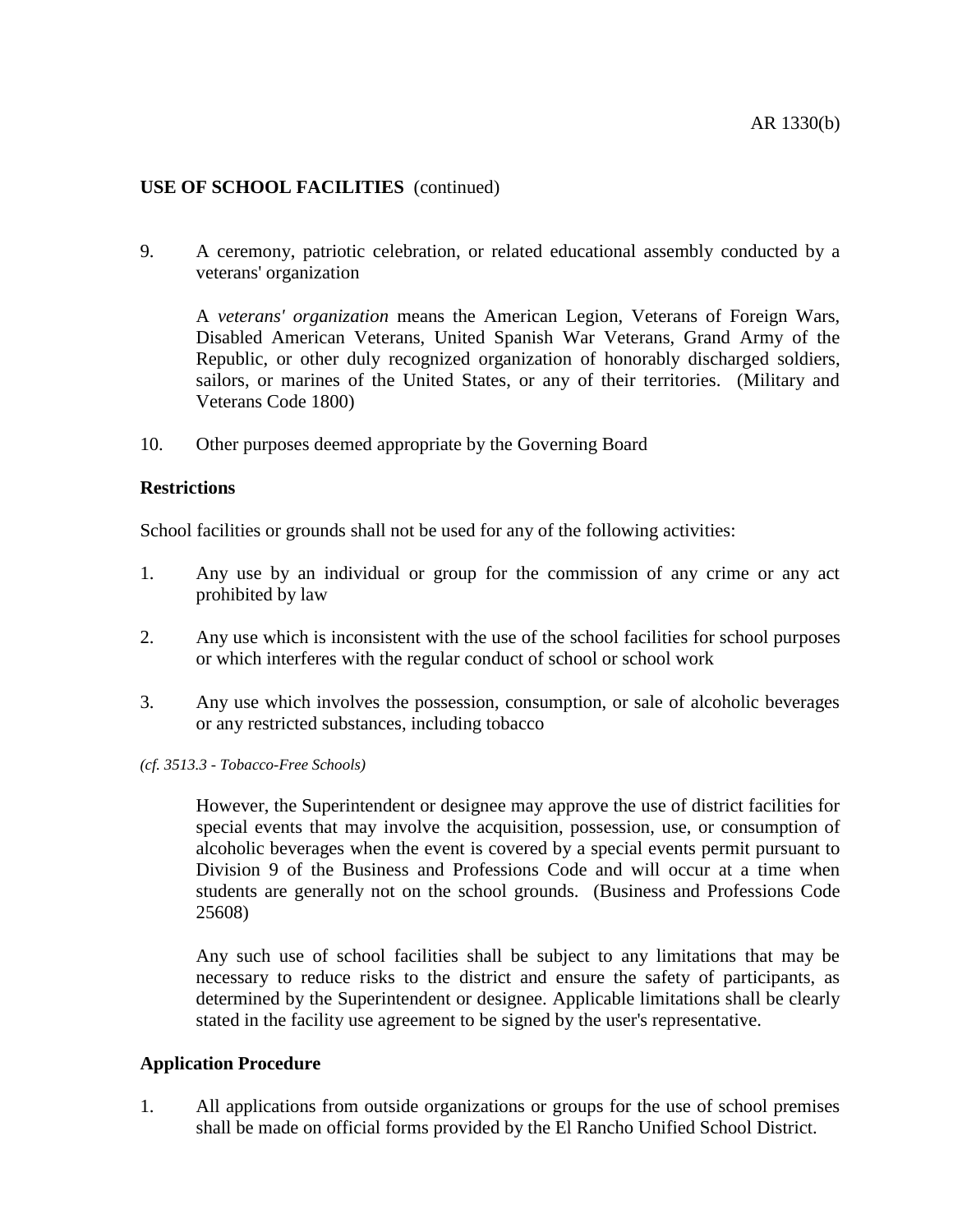**USE OF SCHOOL FACILITIES** (continued)

9. A ceremony, patriotic celebration, or related educational assembly conducted by a veterans' organization

   A *veterans' organization* means the American Legion, Veterans of Foreign Wars, Disabled American Veterans, United Spanish War Veterans, Grand Army of the Republic, or other duly recognized organization of honorably discharged soldiers, sailors, or marines of the United States, or any of their territories. (Military and Veterans Code 1800)

10. Other purposes deemed appropriate by the Governing Board

**Restrictions**

School facilities or grounds shall not be used for any of the following activities:

1. Any use by an individual or group for the commission of any crime or any act prohibited by law

2. Any use which is inconsistent with the use of the school facilities for school purposes or which interferes with the regular conduct of school or school work

3. Any use which involves the possession, consumption, or sale of alcoholic beverages or any restricted substances, including tobacco

*(cf. 3513.3 - Tobacco-Free Schools)*

   However, the Superintendent or designee may approve the use of district facilities for special events that may involve the acquisition, possession, use, or consumption of alcoholic beverages when the event is covered by a special events permit pursuant to Division 9 of the Business and Professions Code and will occur at a time when students are generally not on the school grounds. (Business and Professions Code 25608)

   Any such use of school facilities shall be subject to any limitations that may be necessary to reduce risks to the district and ensure the safety of participants, as determined by the Superintendent or designee. Applicable limitations shall be clearly stated in the facility use agreement to be signed by the user's representative.

**Application Procedure**

1. All applications from outside organizations or groups for the use of school premises shall be made on official forms provided by the El Rancho Unified School District.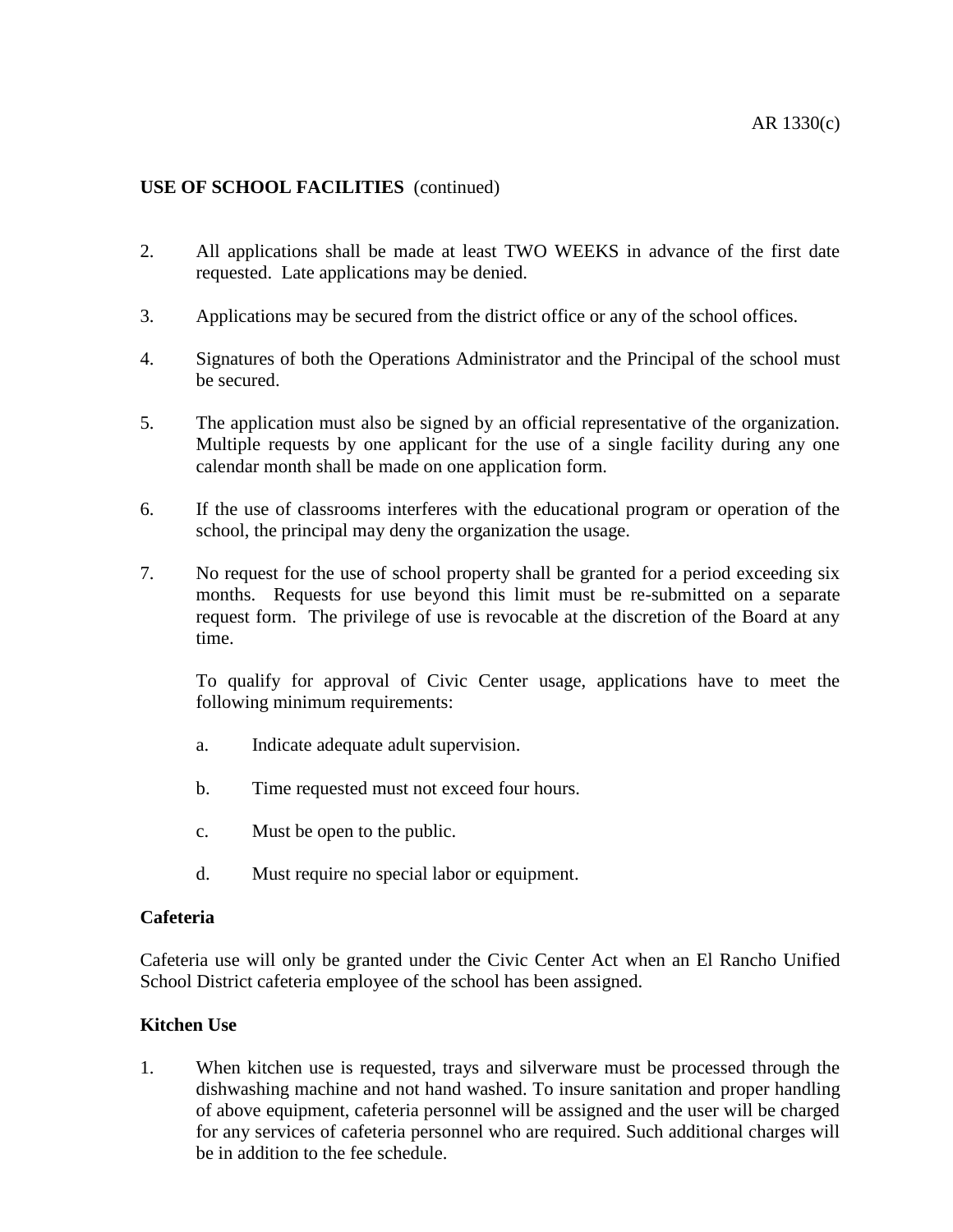**USE OF SCHOOL FACILITIES** (continued)

2. All applications shall be made at least TWO WEEKS in advance of the first date requested. Late applications may be denied.

3. Applications may be secured from the district office or any of the school offices.

4. Signatures of both the Operations Administrator and the Principal of the school must be secured.

5. The application must also be signed by an official representative of the organization. Multiple requests by one applicant for the use of a single facility during any one calendar month shall be made on one application form.

6. If the use of classrooms interferes with the educational program or operation of the school, the principal may deny the organization the usage.

7. No request for the use of school property shall be granted for a period exceeding six months. Requests for use beyond this limit must be re-submitted on a separate request form. The privilege of use is revocable at the discretion of the Board at any time.

   To qualify for approval of Civic Center usage, applications have to meet the following minimum requirements:

   a. Indicate adequate adult supervision.

   b. Time requested must not exceed four hours.

   c. Must be open to the public.

   d. Must require no special labor or equipment.

**Cafeteria**

Cafeteria use will only be granted under the Civic Center Act when an El Rancho Unified School District cafeteria employee of the school has been assigned.

**Kitchen Use**

1. When kitchen use is requested, trays and silverware must be processed through the dishwashing machine and not hand washed. To insure sanitation and proper handling of above equipment, cafeteria personnel will be assigned and the user will be charged for any services of cafeteria personnel who are required. Such additional charges will be in addition to the fee schedule.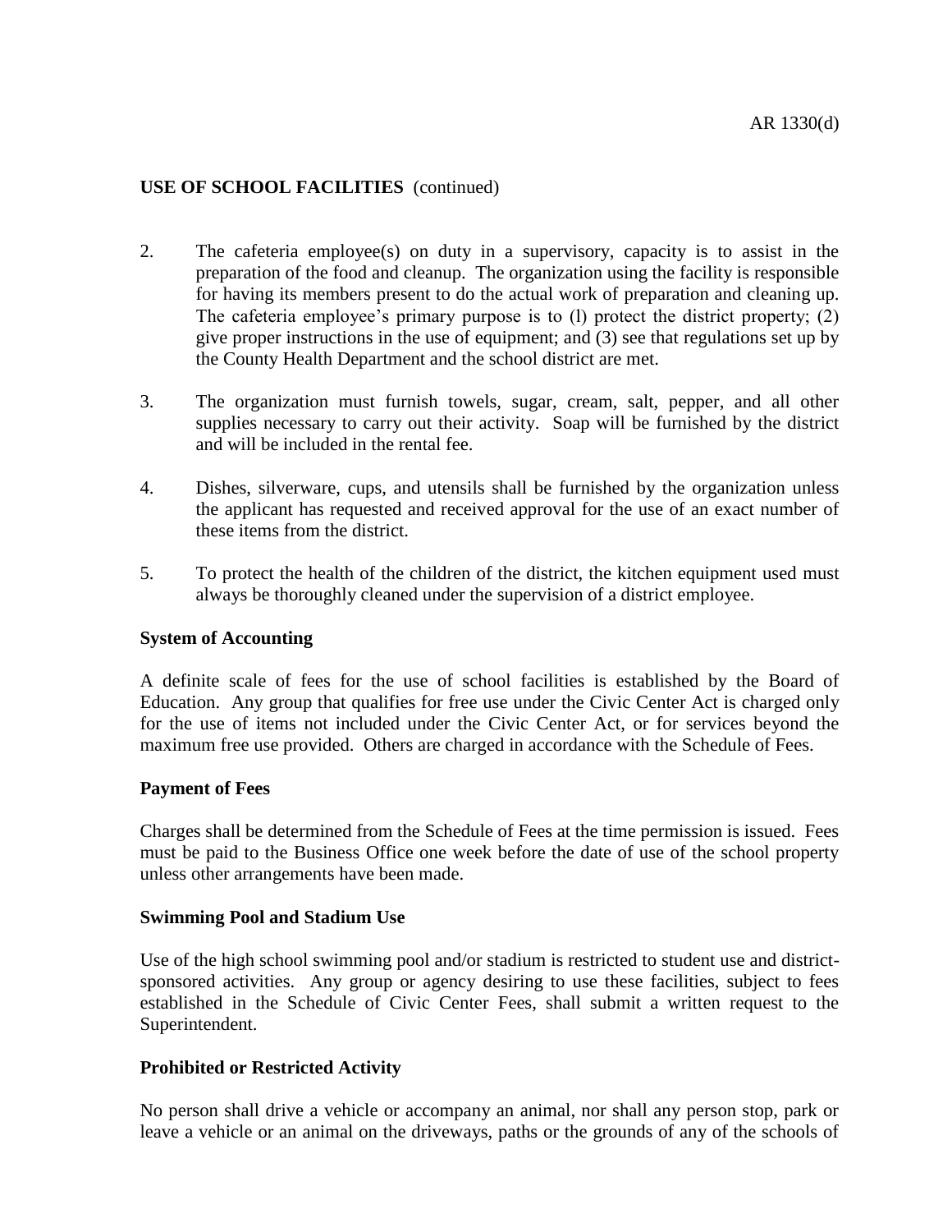**USE OF SCHOOL FACILITIES** (continued)

2. The cafeteria employee(s) on duty in a supervisory, capacity is to assist in the preparation of the food and cleanup. The organization using the facility is responsible for having its members present to do the actual work of preparation and cleaning up. The cafeteria employee's primary purpose is to (l) protect the district property; (2) give proper instructions in the use of equipment; and (3) see that regulations set up by the County Health Department and the school district are met.

3. The organization must furnish towels, sugar, cream, salt, pepper, and all other supplies necessary to carry out their activity. Soap will be furnished by the district and will be included in the rental fee.

4. Dishes, silverware, cups, and utensils shall be furnished by the organization unless the applicant has requested and received approval for the use of an exact number of these items from the district.

5. To protect the health of the children of the district, the kitchen equipment used must always be thoroughly cleaned under the supervision of a district employee.

**System of Accounting**

A definite scale of fees for the use of school facilities is established by the Board of Education. Any group that qualifies for free use under the Civic Center Act is charged only for the use of items not included under the Civic Center Act, or for services beyond the maximum free use provided. Others are charged in accordance with the Schedule of Fees.

**Payment of Fees**

Charges shall be determined from the Schedule of Fees at the time permission is issued. Fees must be paid to the Business Office one week before the date of use of the school property unless other arrangements have been made.

**Swimming Pool and Stadium Use**

Use of the high school swimming pool and/or stadium is restricted to student use and district-sponsored activities. Any group or agency desiring to use these facilities, subject to fees established in the Schedule of Civic Center Fees, shall submit a written request to the Superintendent.

**Prohibited or Restricted Activity**

No person shall drive a vehicle or accompany an animal, nor shall any person stop, park or leave a vehicle or an animal on the driveways, paths or the grounds of any of the schools of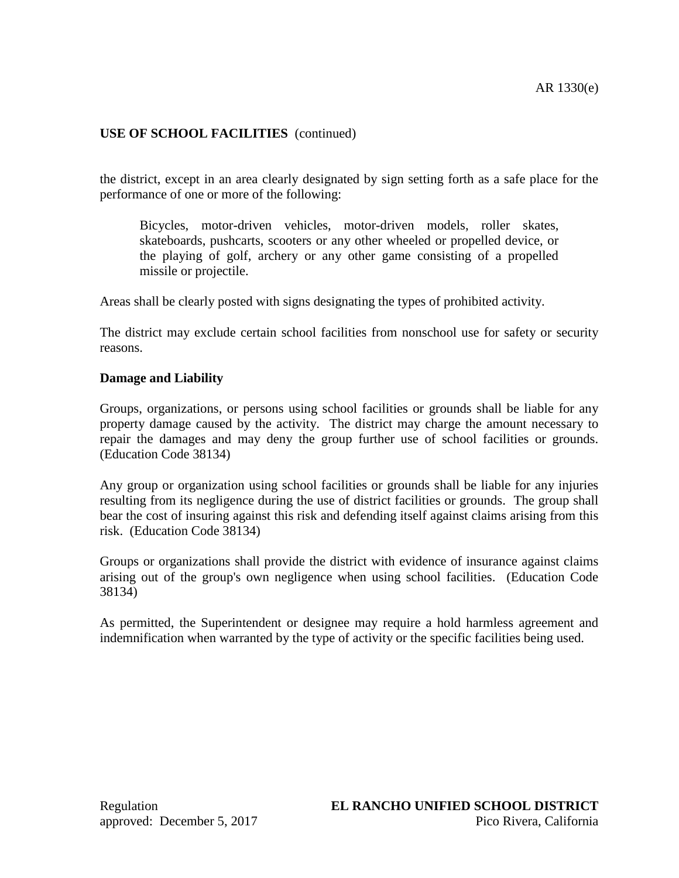the district, except in an area clearly designated by sign setting forth as a safe place for the performance of one or more of the following:

> Bicycles, motor-driven vehicles, motor-driven models, roller skates, skateboards, pushcarts, scooters or any other wheeled or propelled device, or the playing of golf, archery or any other game consisting of a propelled missile or projectile.

Areas shall be clearly posted with signs designating the types of prohibited activity.

The district may exclude certain school facilities from nonschool use for safety or security reasons.

**Damage and Liability**

Groups, organizations, or persons using school facilities or grounds shall be liable for any property damage caused by the activity. The district may charge the amount necessary to repair the damages and may deny the group further use of school facilities or grounds. (Education Code 38134)

Any group or organization using school facilities or grounds shall be liable for any injuries resulting from its negligence during the use of district facilities or grounds. The group shall bear the cost of insuring against this risk and defending itself against claims arising from this risk. (Education Code 38134)

Groups or organizations shall provide the district with evidence of insurance against claims arising out of the group's own negligence when using school facilities. (Education Code 38134)

As permitted, the Superintendent or designee may require a hold harmless agreement and indemnification when warranted by the type of activity or the specific facilities being used.

Regulation
approved: December 5, 2017

**EL RANCHO UNIFIED SCHOOL DISTRICT**
Pico Rivera, California